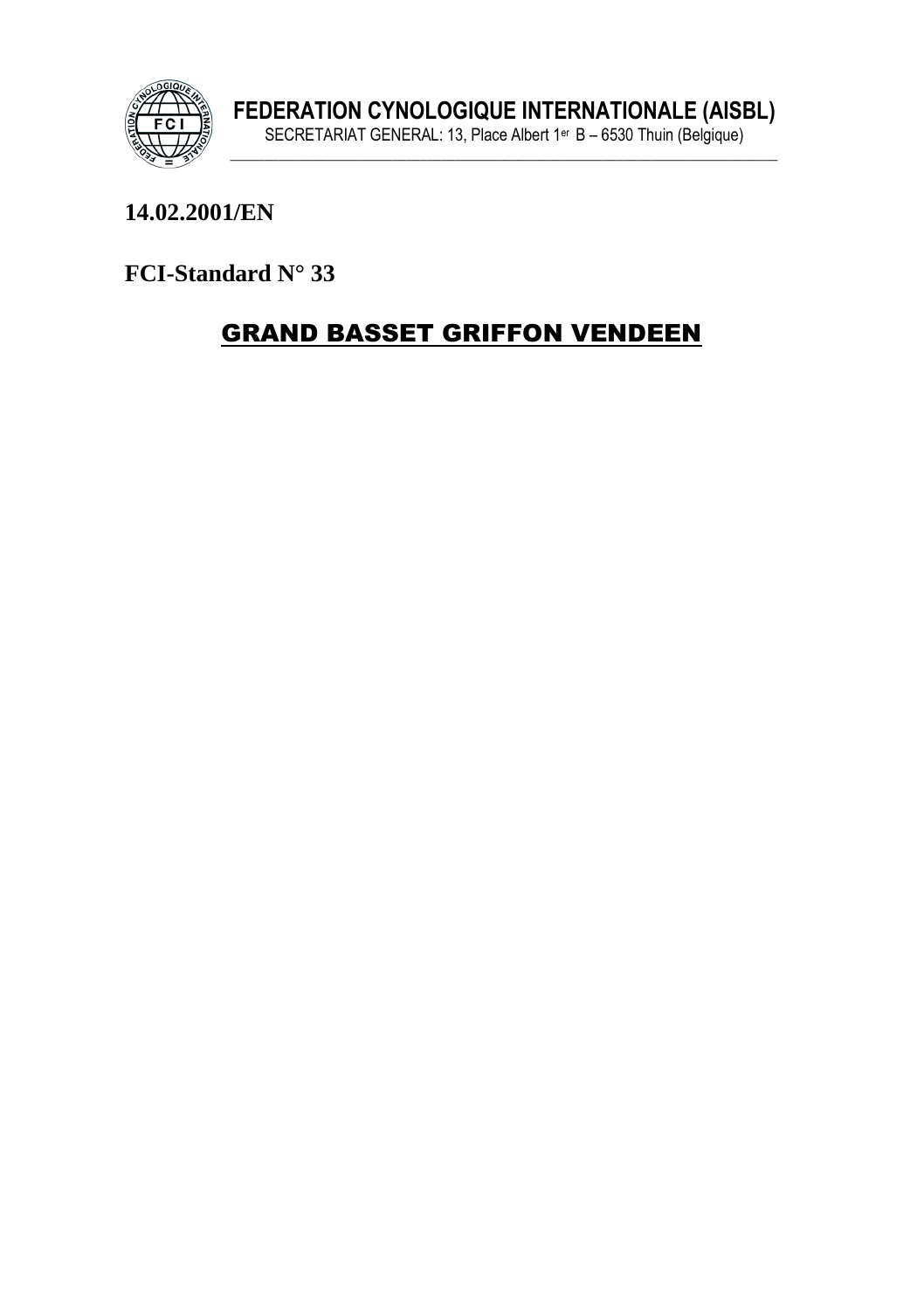# FEDERATION CYNOLOGIQUE INTERNATIONALE (AISBL)

SECRETARIAT GENERAL: 13, Place Albert 1er B – 6530 Thuin (Belgique)

**14.02.2001/EN**

**FCI-Standard N° 33**

## GRAND BASSET GRIFFON VENDEEN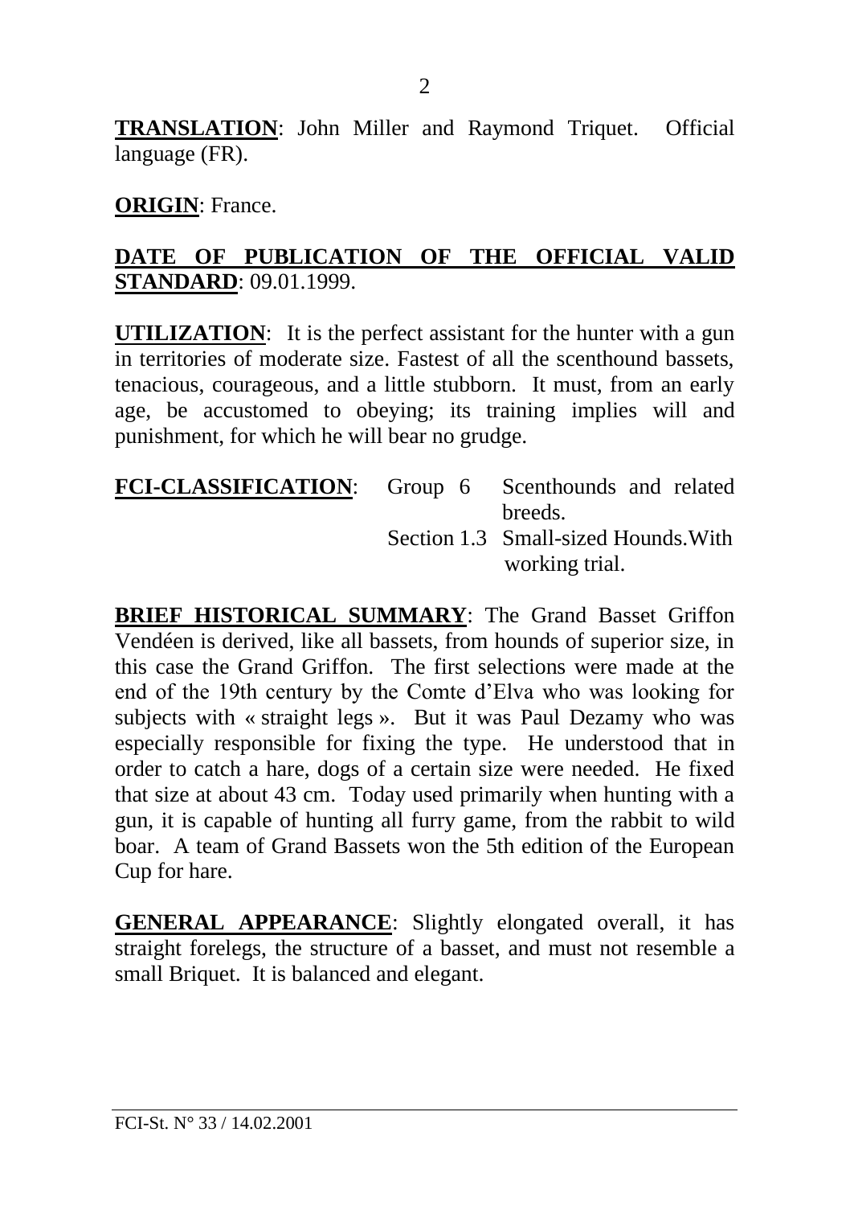**TRANSLATION**: John Miller and Raymond Triquet. Official language (FR).

**ORIGIN**: France.

**DATE OF PUBLICATION OF THE OFFICIAL VALID STANDARD**: 09.01.1999.

**UTILIZATION**: It is the perfect assistant for the hunter with a gun in territories of moderate size. Fastest of all the scenthound bassets, tenacious, courageous, and a little stubborn. It must, from an early age, be accustomed to obeying; its training implies will and punishment, for which he will bear no grudge.

**FCI-CLASSIFICATION**: Group 6 Scenthounds and related breeds.
Section 1.3 Small-sized Hounds.With working trial.

**BRIEF HISTORICAL SUMMARY**: The Grand Basset Griffon Vendéen is derived, like all bassets, from hounds of superior size, in this case the Grand Griffon. The first selections were made at the end of the 19th century by the Comte d'Elva who was looking for subjects with « straight legs ». But it was Paul Dezamy who was especially responsible for fixing the type. He understood that in order to catch a hare, dogs of a certain size were needed. He fixed that size at about 43 cm. Today used primarily when hunting with a gun, it is capable of hunting all furry game, from the rabbit to wild boar. A team of Grand Bassets won the 5th edition of the European Cup for hare.

**GENERAL APPEARANCE**: Slightly elongated overall, it has straight forelegs, the structure of a basset, and must not resemble a small Briquet. It is balanced and elegant.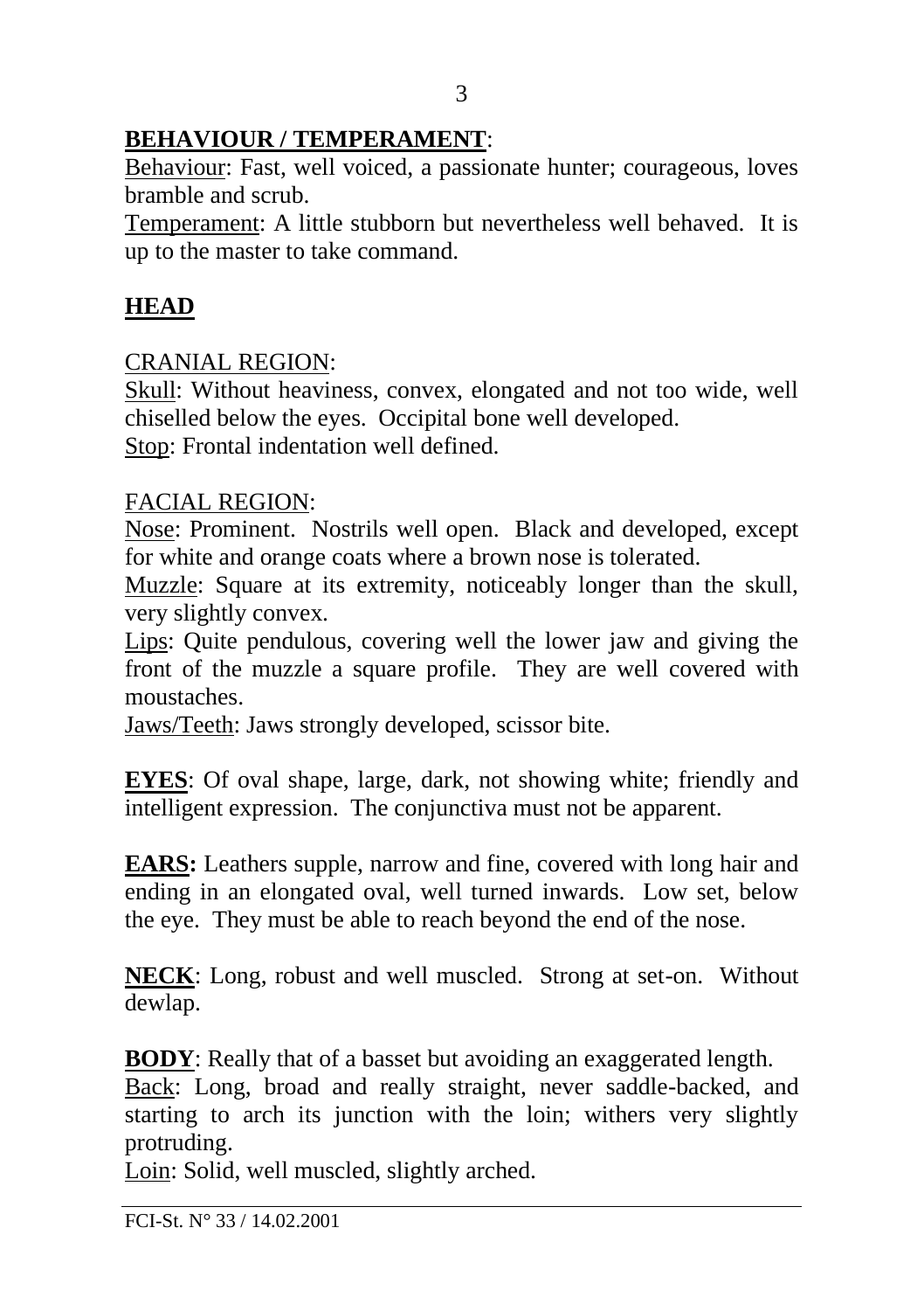**BEHAVIOUR / TEMPERAMENT**:

Behaviour: Fast, well voiced, a passionate hunter; courageous, loves bramble and scrub.

Temperament: A little stubborn but nevertheless well behaved. It is up to the master to take command.

## HEAD

CRANIAL REGION:

Skull: Without heaviness, convex, elongated and not too wide, well chiselled below the eyes. Occipital bone well developed.

Stop: Frontal indentation well defined.

FACIAL REGION:

Nose: Prominent. Nostrils well open. Black and developed, except for white and orange coats where a brown nose is tolerated.

Muzzle: Square at its extremity, noticeably longer than the skull, very slightly convex.

Lips: Quite pendulous, covering well the lower jaw and giving the front of the muzzle a square profile. They are well covered with moustaches.

Jaws/Teeth: Jaws strongly developed, scissor bite.

**EYES**: Of oval shape, large, dark, not showing white; friendly and intelligent expression. The conjunctiva must not be apparent.

**EARS:** Leathers supple, narrow and fine, covered with long hair and ending in an elongated oval, well turned inwards. Low set, below the eye. They must be able to reach beyond the end of the nose.

**NECK**: Long, robust and well muscled. Strong at set-on. Without dewlap.

**BODY**: Really that of a basset but avoiding an exaggerated length.

Back: Long, broad and really straight, never saddle-backed, and starting to arch its junction with the loin; withers very slightly protruding.

Loin: Solid, well muscled, slightly arched.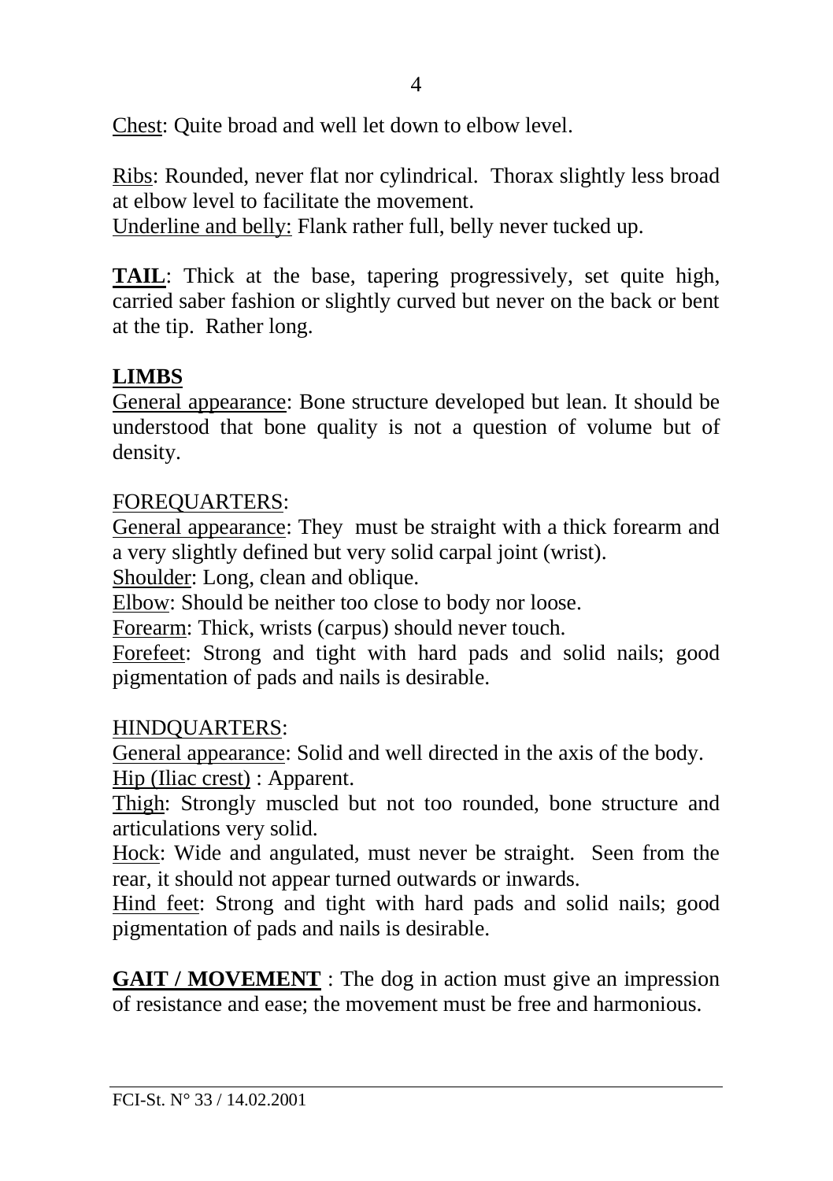Chest: Quite broad and well let down to elbow level.

Ribs: Rounded, never flat nor cylindrical. Thorax slightly less broad at elbow level to facilitate the movement.
Underline and belly: Flank rather full, belly never tucked up.

**TAIL**: Thick at the base, tapering progressively, set quite high, carried saber fashion or slightly curved but never on the back or bent at the tip. Rather long.

**LIMBS**
General appearance: Bone structure developed but lean. It should be understood that bone quality is not a question of volume but of density.

FOREQUARTERS:
General appearance: They must be straight with a thick forearm and a very slightly defined but very solid carpal joint (wrist).
Shoulder: Long, clean and oblique.
Elbow: Should be neither too close to body nor loose.
Forearm: Thick, wrists (carpus) should never touch.
Forefeet: Strong and tight with hard pads and solid nails; good pigmentation of pads and nails is desirable.

HINDQUARTERS:
General appearance: Solid and well directed in the axis of the body.
Hip (Iliac crest) : Apparent.
Thigh: Strongly muscled but not too rounded, bone structure and articulations very solid.
Hock: Wide and angulated, must never be straight. Seen from the rear, it should not appear turned outwards or inwards.
Hind feet: Strong and tight with hard pads and solid nails; good pigmentation of pads and nails is desirable.

**GAIT / MOVEMENT** : The dog in action must give an impression of resistance and ease; the movement must be free and harmonious.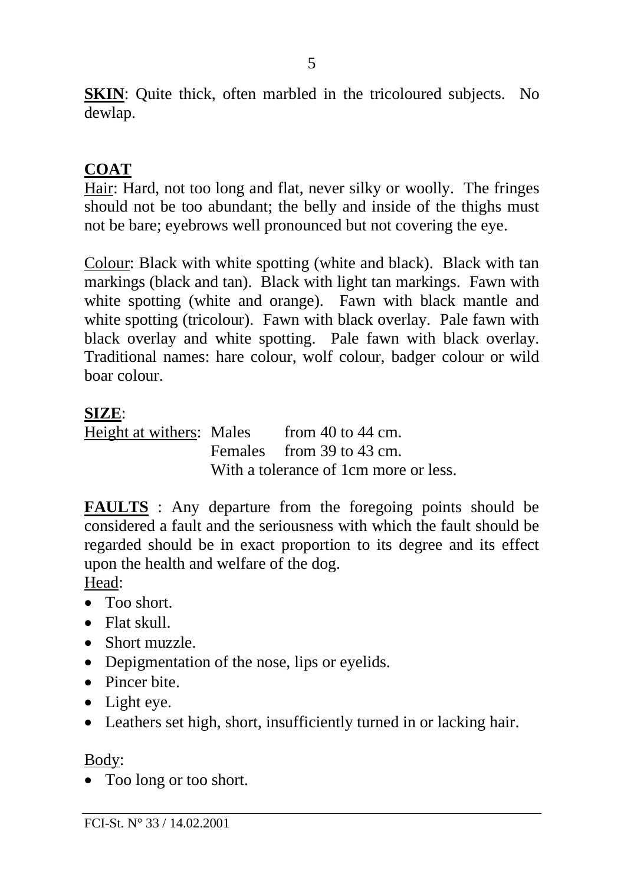**SKIN**: Quite thick, often marbled in the tricoloured subjects. No dewlap.

## COAT

Hair: Hard, not too long and flat, never silky or woolly. The fringes should not be too abundant; the belly and inside of the thighs must not be bare; eyebrows well pronounced but not covering the eye.

Colour: Black with white spotting (white and black). Black with tan markings (black and tan). Black with light tan markings. Fawn with white spotting (white and orange). Fawn with black mantle and white spotting (tricolour). Fawn with black overlay. Pale fawn with black overlay and white spotting. Pale fawn with black overlay. Traditional names: hare colour, wolf colour, badger colour or wild boar colour.

**SIZE**:

Height at withers: Males from 40 to 44 cm.
Females from 39 to 43 cm.
With a tolerance of 1cm more or less.

**FAULTS** : Any departure from the foregoing points should be considered a fault and the seriousness with which the fault should be regarded should be in exact proportion to its degree and its effect upon the health and welfare of the dog.

Head:

- Too short.
- Flat skull.
- Short muzzle.
- Depigmentation of the nose, lips or eyelids.
- Pincer bite.
- Light eye.
- Leathers set high, short, insufficiently turned in or lacking hair.

Body:

- Too long or too short.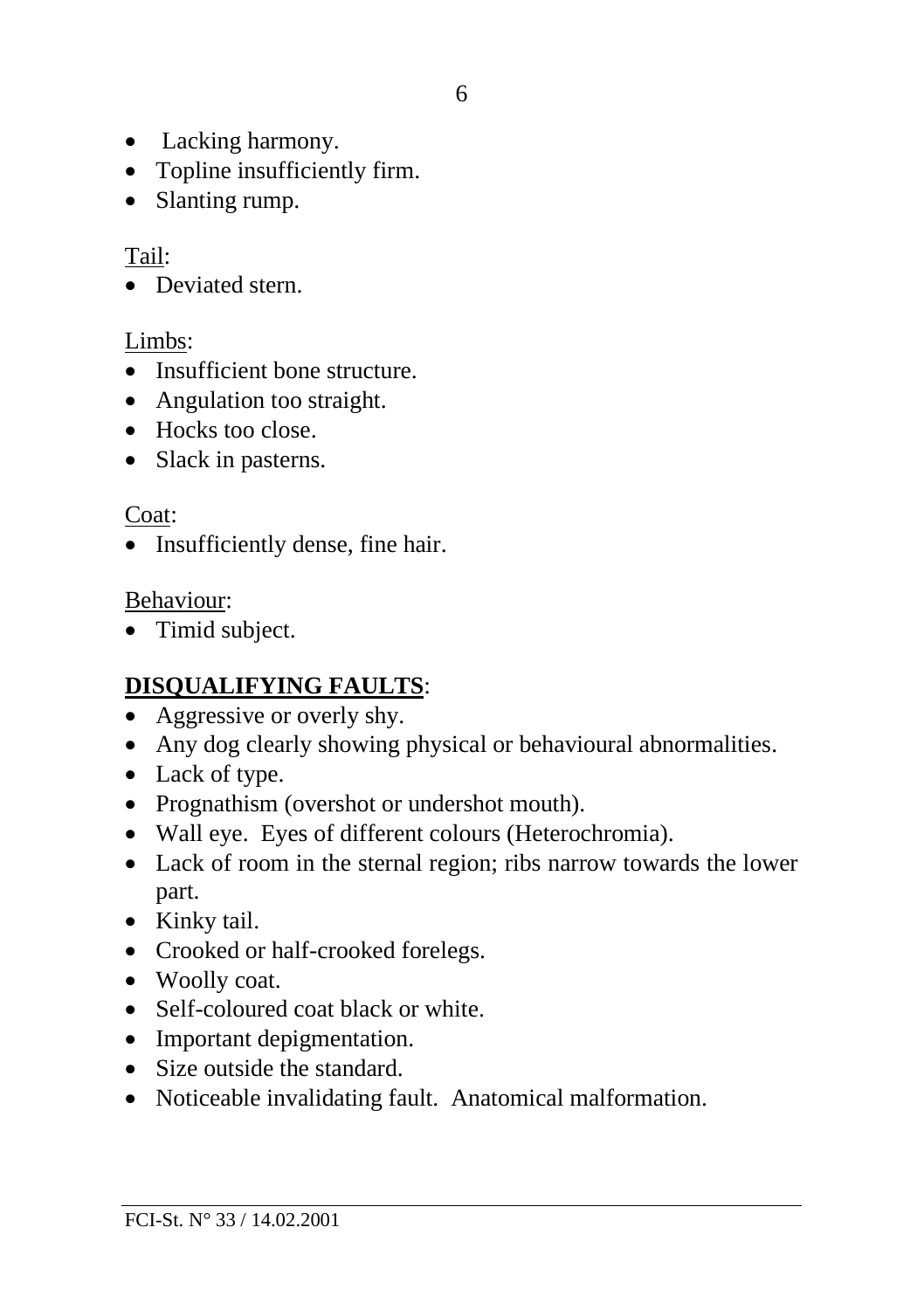- Lacking harmony.
- Topline insufficiently firm.
- Slanting rump.

Tail:
- Deviated stern.

Limbs:
- Insufficient bone structure.
- Angulation too straight.
- Hocks too close.
- Slack in pasterns.

Coat:
- Insufficiently dense, fine hair.

Behaviour:
- Timid subject.

**DISQUALIFYING FAULTS**:
- Aggressive or overly shy.
- Any dog clearly showing physical or behavioural abnormalities.
- Lack of type.
- Prognathism (overshot or undershot mouth).
- Wall eye. Eyes of different colours (Heterochromia).
- Lack of room in the sternal region; ribs narrow towards the lower part.
- Kinky tail.
- Crooked or half-crooked forelegs.
- Woolly coat.
- Self-coloured coat black or white.
- Important depigmentation.
- Size outside the standard.
- Noticeable invalidating fault. Anatomical malformation.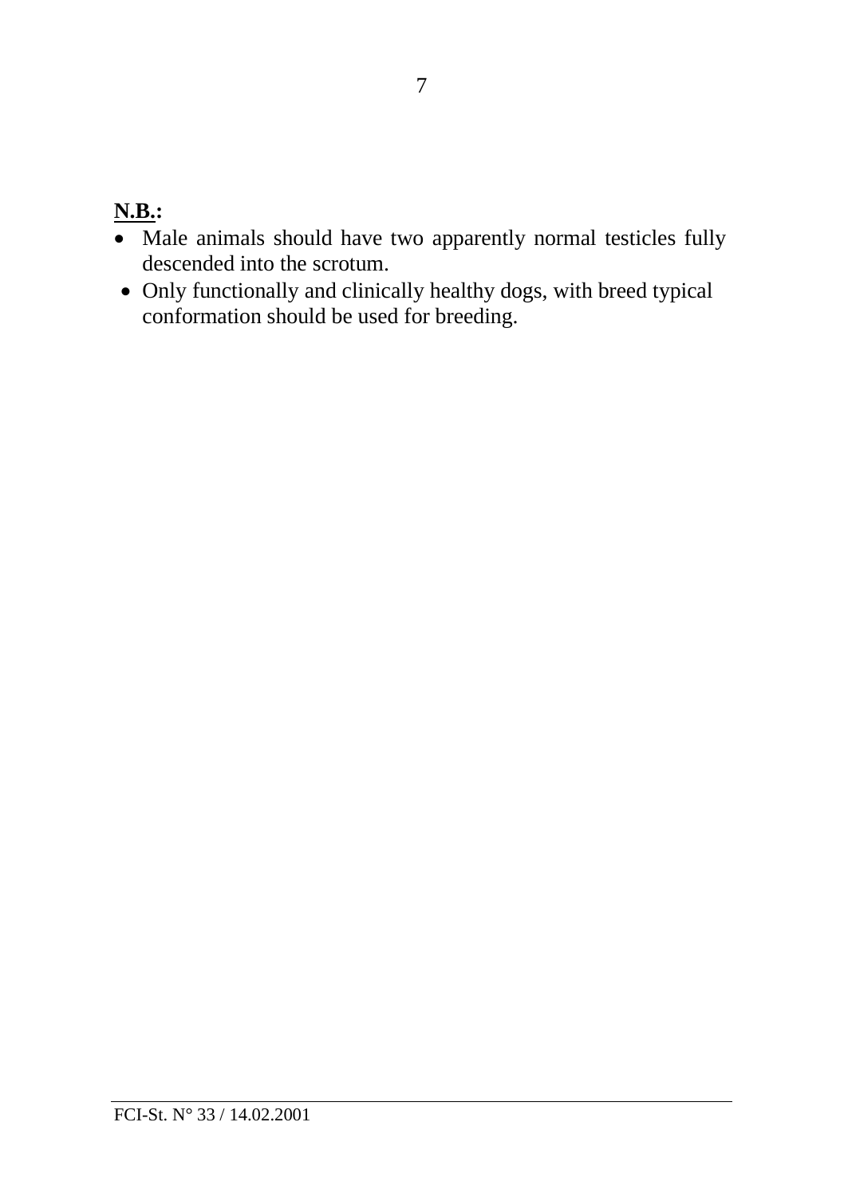**<u>N.B.</u>:**

- Male animals should have two apparently normal testicles fully descended into the scrotum.
- Only functionally and clinically healthy dogs, with breed typical conformation should be used for breeding.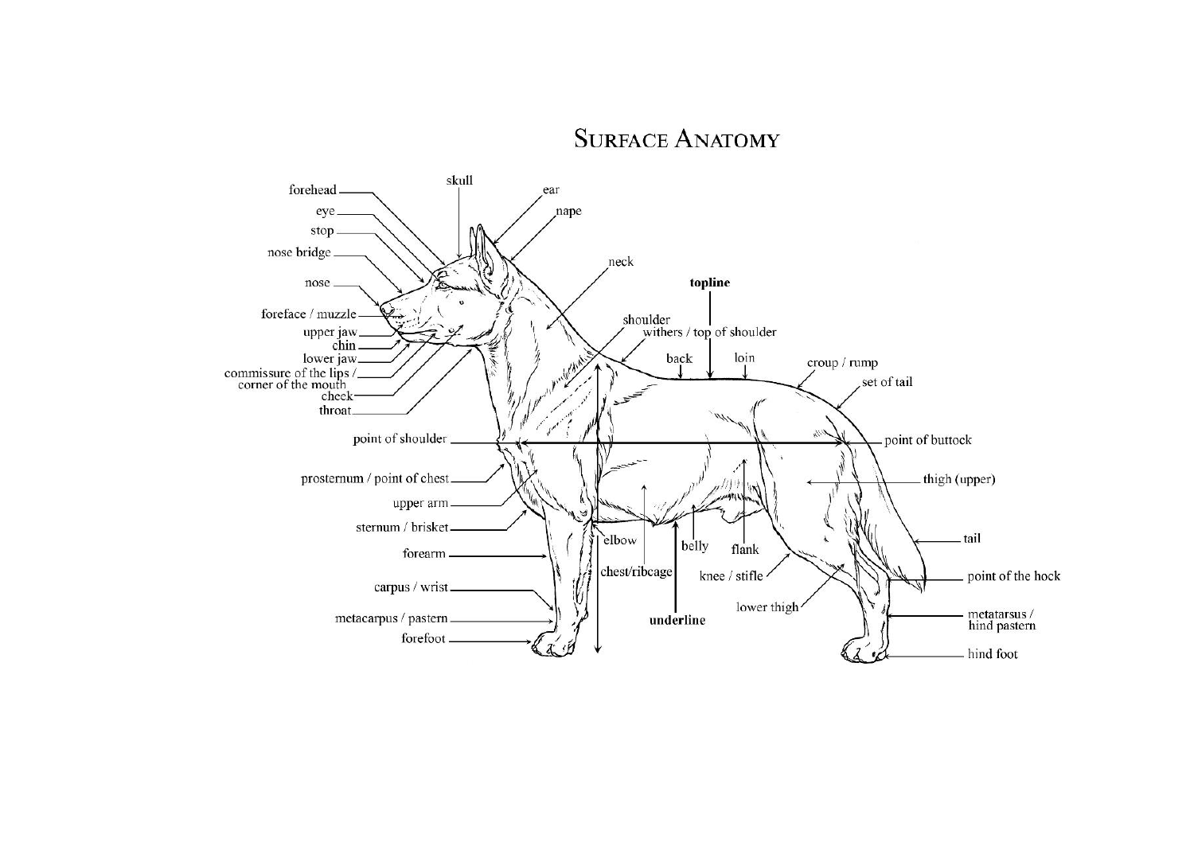# Surface Anatomy

forehead
eye
stop
nose bridge
nose
foreface / muzzle
upper jaw
chin
lower jaw
commissure of the lips / corner of the mouth
cheek
throat
skull
ear
nape
neck
topline
shoulder
withers / top of shoulder
back
loin
croup / rump
set of tail
point of shoulder
point of buttock
prosternum / point of chest
thigh (upper)
upper arm
sternum / brisket
elbow
belly
flank
tail
forearm
chest/ribcage
knee / stifle
point of the hock
carpus / wrist
lower thigh
underline
metacarpus / pastern
metatarsus / hind pastern
forefoot
hind foot